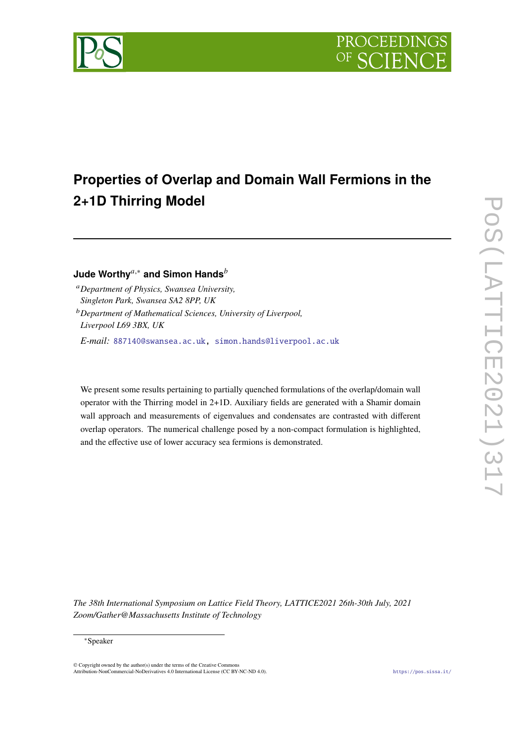# Properties of Overlap and Domain Wall Fermions in the 2+1D Thirring Model

**Jude Worthy**[a,*] **and Simon Hands**[b]

[a] *Department of Physics, Swansea University, Singleton Park, Swansea SA2 8PP, UK*

[b] *Department of Mathematical Sciences, University of Liverpool, Liverpool L69 3BX, UK*

*E-mail:* 887140@swansea.ac.uk, simon.hands@liverpool.ac.uk

We present some results pertaining to partially quenched formulations of the overlap/domain wall operator with the Thirring model in 2+1D. Auxiliary fields are generated with a Shamir domain wall approach and measurements of eigenvalues and condensates are contrasted with different overlap operators. The numerical challenge posed by a non-compact formulation is highlighted, and the effective use of lower accuracy sea fermions is demonstrated.

*The 38th International Symposium on Lattice Field Theory, LATTICE2021 26th-30th July, 2021 Zoom/Gather@Massachusetts Institute of Technology*

*Speaker

© Copyright owned by the author(s) under the terms of the Creative Commons Attribution-NonCommercial-NoDerivatives 4.0 International License (CC BY-NC-ND 4.0).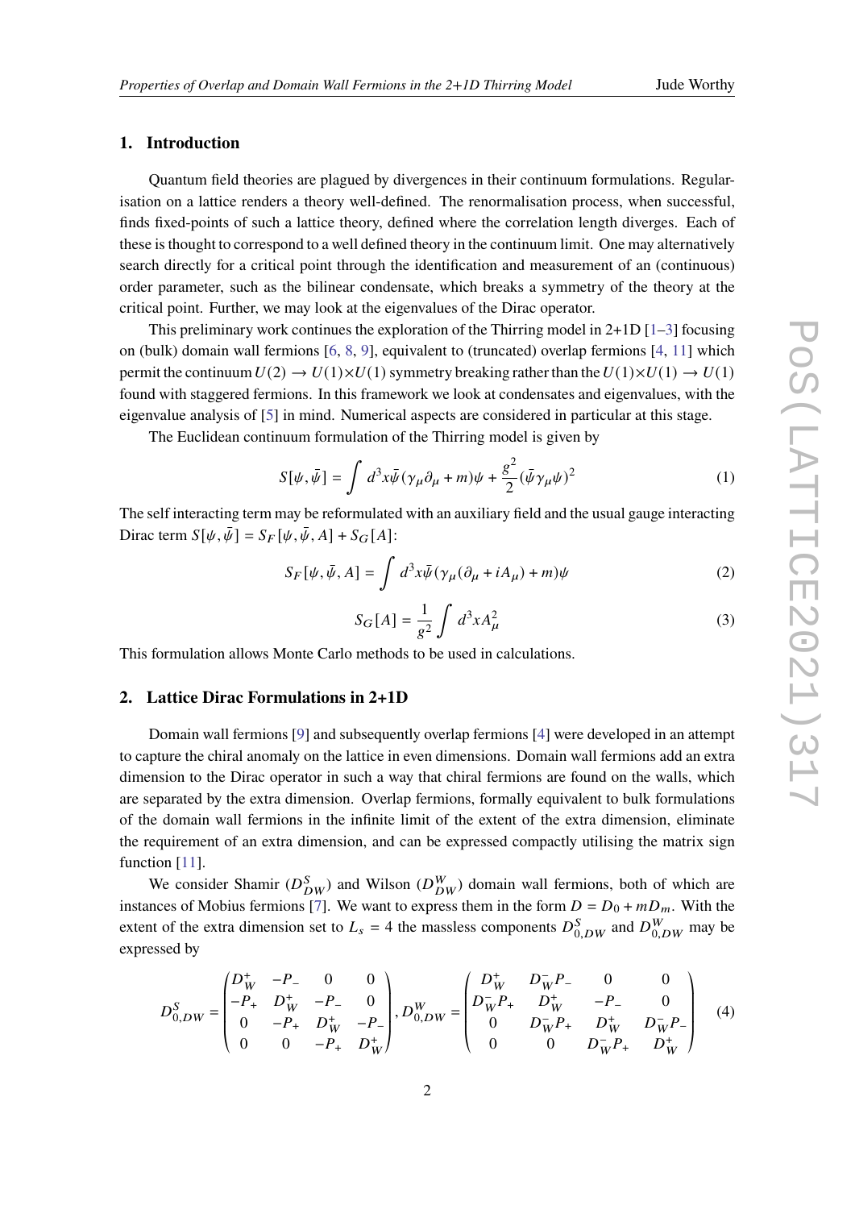## 1. Introduction

Quantum field theories are plagued by divergences in their continuum formulations. Regularisation on a lattice renders a theory well-defined. The renormalisation process, when successful, finds fixed-points of such a lattice theory, defined where the correlation length diverges. Each of these is thought to correspond to a well defined theory in the continuum limit. One may alternatively search directly for a critical point through the identification and measurement of an (continuous) order parameter, such as the bilinear condensate, which breaks a symmetry of the theory at the critical point. Further, we may look at the eigenvalues of the Dirac operator.

This preliminary work continues the exploration of the Thirring model in 2+1D [1–3] focusing on (bulk) domain wall fermions [6, 8, 9], equivalent to (truncated) overlap fermions [4, 11] which permit the continuum $U(2) \to U(1)\times U(1)$ symmetry breaking rather than the $U(1)\times U(1) \to U(1)$ found with staggered fermions. In this framework we look at condensates and eigenvalues, with the eigenvalue analysis of [5] in mind. Numerical aspects are considered in particular at this stage.

The Euclidean continuum formulation of the Thirring model is given by

$$S[\psi, \bar{\psi}] = \int d^3x \bar{\psi}(\gamma_\mu \partial_\mu + m)\psi + \frac{g^2}{2}(\bar{\psi}\gamma_\mu\psi)^2 \tag{1}$$

The self interacting term may be reformulated with an auxiliary field and the usual gauge interacting Dirac term $S[\psi, \bar{\psi}] = S_F[\psi, \bar{\psi}, A] + S_G[A]$:

$$S_F[\psi, \bar{\psi}, A] = \int d^3x \bar{\psi}(\gamma_\mu(\partial_\mu + iA_\mu) + m)\psi \tag{2}$$

$$S_G[A] = \frac{1}{g^2}\int d^3x A_\mu^2 \tag{3}$$

This formulation allows Monte Carlo methods to be used in calculations.

## 2. Lattice Dirac Formulations in 2+1D

Domain wall fermions [9] and subsequently overlap fermions [4] were developed in an attempt to capture the chiral anomaly on the lattice in even dimensions. Domain wall fermions add an extra dimension to the Dirac operator in such a way that chiral fermions are found on the walls, which are separated by the extra dimension. Overlap fermions, formally equivalent to bulk formulations of the domain wall fermions in the infinite limit of the extent of the extra dimension, eliminate the requirement of an extra dimension, and can be expressed compactly utilising the matrix sign function [11].

We consider Shamir ($D^S_{DW}$) and Wilson ($D^W_{DW}$) domain wall fermions, both of which are instances of Mobius fermions [7]. We want to express them in the form $D = D_0 + mD_m$. With the extent of the extra dimension set to $L_s = 4$ the massless components $D^S_{0,DW}$ and $D^W_{0,DW}$ may be expressed by

$$D^S_{0,DW} = \begin{pmatrix} D^+_W & -P_- & 0 & 0 \\ -P_+ & D^+_W & -P_- & 0 \\ 0 & -P_+ & D^+_W & -P_- \\ 0 & 0 & -P_+ & D^+_W \end{pmatrix}, D^W_{0,DW} = \begin{pmatrix} D^+_W & D^-_W P_- & 0 & 0 \\ D^-_W P_+ & D^+_W & -P_- & 0 \\ 0 & D^-_W P_+ & D^+_W & D^-_W P_- \\ 0 & 0 & D^-_W P_+ & D^+_W \end{pmatrix} \tag{4}$$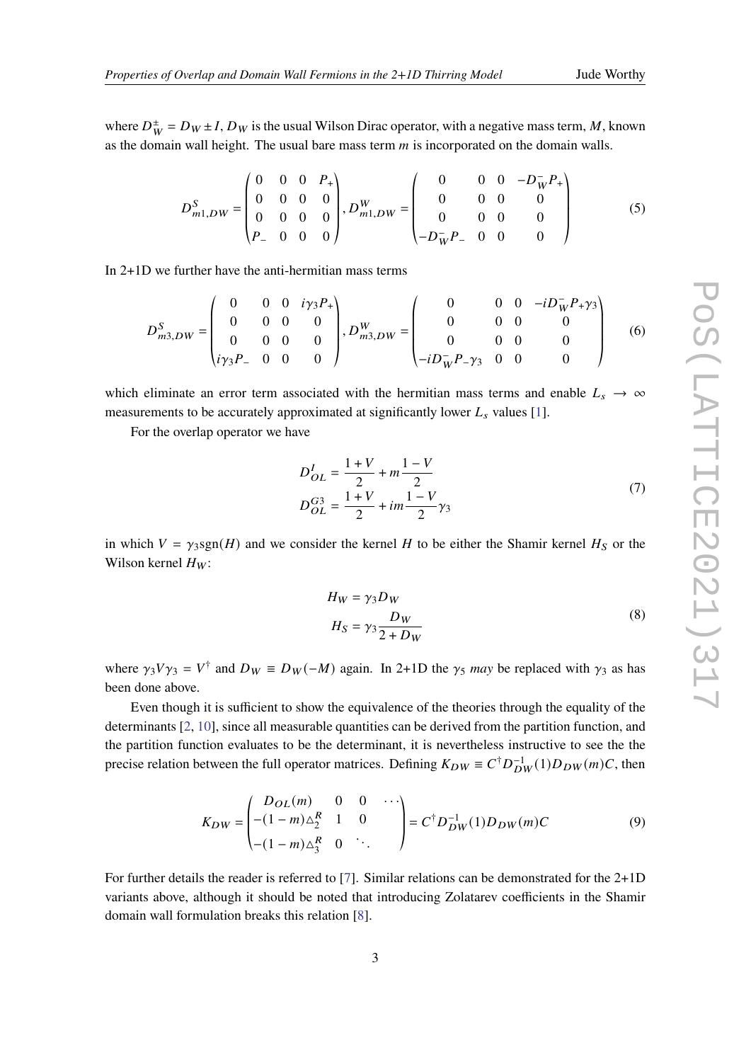where $D_W^{\pm} = D_W \pm I$, $D_W$ is the usual Wilson Dirac operator, with a negative mass term, $M$, known as the domain wall height. The usual bare mass term $m$ is incorporated on the domain walls.

$$
D^S_{m1,DW} = \begin{pmatrix} 0 & 0 & 0 & P_+ \\ 0 & 0 & 0 & 0 \\ 0 & 0 & 0 & 0 \\ P_- & 0 & 0 & 0 \end{pmatrix}, D^W_{m1,DW} = \begin{pmatrix} 0 & 0 & 0 & -D_W^- P_+ \\ 0 & 0 & 0 & 0 \\ 0 & 0 & 0 & 0 \\ -D_W^- P_- & 0 & 0 & 0 \end{pmatrix} \tag{5}
$$

In 2+1D we further have the anti-hermitian mass terms

$$
D^S_{m3,DW} = \begin{pmatrix} 0 & 0 & 0 & i\gamma_3 P_+ \\ 0 & 0 & 0 & 0 \\ 0 & 0 & 0 & 0 \\ i\gamma_3 P_- & 0 & 0 & 0 \end{pmatrix}, D^W_{m3,DW} = \begin{pmatrix} 0 & 0 & 0 & -iD_W^- P_+ \gamma_3 \\ 0 & 0 & 0 & 0 \\ 0 & 0 & 0 & 0 \\ -iD_W^- P_- \gamma_3 & 0 & 0 & 0 \end{pmatrix} \tag{6}
$$

which eliminate an error term associated with the hermitian mass terms and enable $L_s \to \infty$ measurements to be accurately approximated at significantly lower $L_s$ values [1].

For the overlap operator we have

$$
\begin{aligned}
D^I_{OL} &= \frac{1+V}{2} + m\frac{1-V}{2} \\
D^{G3}_{OL} &= \frac{1+V}{2} + im\frac{1-V}{2}\gamma_3
\end{aligned} \tag{7}
$$

in which $V = \gamma_3 \text{sgn}(H)$ and we consider the kernel $H$ to be either the Shamir kernel $H_S$ or the Wilson kernel $H_W$:

$$
\begin{aligned}
H_W &= \gamma_3 D_W \\
H_S &= \gamma_3 \frac{D_W}{2 + D_W}
\end{aligned} \tag{8}
$$

where $\gamma_3 V \gamma_3 = V^\dagger$ and $D_W \equiv D_W(-M)$ again. In 2+1D the $\gamma_5$ *may* be replaced with $\gamma_3$ as has been done above.

Even though it is sufficient to show the equivalence of the theories through the equality of the determinants [2, 10], since all measurable quantities can be derived from the partition function, and the partition function evaluates to be the determinant, it is nevertheless instructive to see the the precise relation between the full operator matrices. Defining $K_{DW} \equiv C^\dagger D_{DW}^{-1}(1) D_{DW}(m) C$, then

$$
K_{DW} = \begin{pmatrix} D_{OL}(m) & 0 & 0 & \cdots \\ -(1-m)\triangle_2^R & 1 & 0 & \\ -(1-m)\triangle_3^R & 0 & \ddots & \end{pmatrix} = C^\dagger D_{DW}^{-1}(1) D_{DW}(m) C \tag{9}
$$

For further details the reader is referred to [7]. Similar relations can be demonstrated for the 2+1D variants above, although it should be noted that introducing Zolatarev coefficients in the Shamir domain wall formulation breaks this relation [8].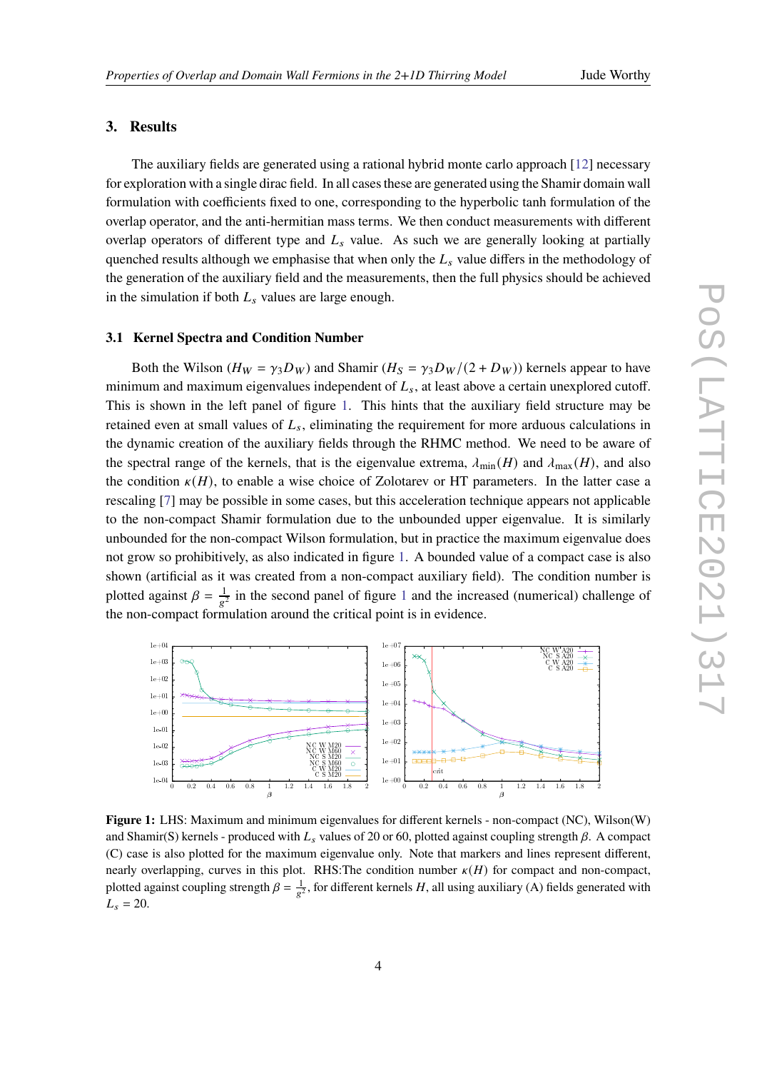## 3. Results

The auxiliary fields are generated using a rational hybrid monte carlo approach [12] necessary for exploration with a single dirac field. In all cases these are generated using the Shamir domain wall formulation with coefficients fixed to one, corresponding to the hyperbolic tanh formulation of the overlap operator, and the anti-hermitian mass terms. We then conduct measurements with different overlap operators of different type and $L_s$ value. As such we are generally looking at partially quenched results although we emphasise that when only the $L_s$ value differs in the methodology of the generation of the auxiliary field and the measurements, then the full physics should be achieved in the simulation if both $L_s$ values are large enough.

### 3.1 Kernel Spectra and Condition Number

Both the Wilson ($H_W = \gamma_3 D_W$) and Shamir ($H_S = \gamma_3 D_W/(2 + D_W)$) kernels appear to have minimum and maximum eigenvalues independent of $L_s$, at least above a certain unexplored cutoff. This is shown in the left panel of figure 1. This hints that the auxiliary field structure may be retained even at small values of $L_s$, eliminating the requirement for more arduous calculations in the dynamic creation of the auxiliary fields through the RHMC method. We need to be aware of the spectral range of the kernels, that is the eigenvalue extrema, $\lambda_{\min}(H)$ and $\lambda_{\max}(H)$, and also the condition $\kappa(H)$, to enable a wise choice of Zolotarev or HT parameters. In the latter case a rescaling [7] may be possible in some cases, but this acceleration technique appears not applicable to the non-compact Shamir formulation due to the unbounded upper eigenvalue. It is similarly unbounded for the non-compact Wilson formulation, but in practice the maximum eigenvalue does not grow so prohibitively, as also indicated in figure 1. A bounded value of a compact case is also shown (artificial as it was created from a non-compact auxiliary field). The condition number is plotted against $\beta = \frac{1}{g^2}$ in the second panel of figure 1 and the increased (numerical) challenge of the non-compact formulation around the critical point is in evidence.

**Figure 1:** LHS: Maximum and minimum eigenvalues for different kernels - non-compact (NC), Wilson(W) and Shamir(S) kernels - produced with $L_s$ values of 20 or 60, plotted against coupling strength $\beta$. A compact (C) case is also plotted for the maximum eigenvalue only. Note that markers and lines represent different, nearly overlapping, curves in this plot. RHS:The condition number $\kappa(H)$ for compact and non-compact, plotted against coupling strength $\beta = \frac{1}{g^2}$, for different kernels $H$, all using auxiliary (A) fields generated with $L_s = 20$.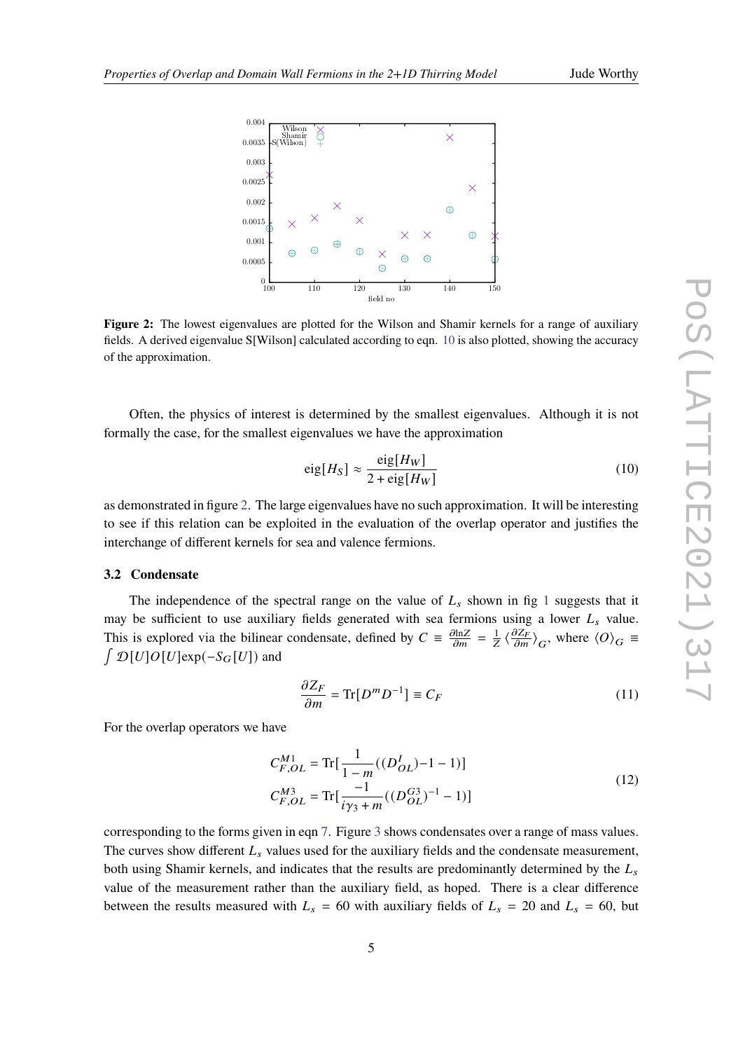**Figure 2:** The lowest eigenvalues are plotted for the Wilson and Shamir kernels for a range of auxiliary fields. A derived eigenvalue S[Wilson] calculated according to eqn. 10 is also plotted, showing the accuracy of the approximation.

Often, the physics of interest is determined by the smallest eigenvalues. Although it is not formally the case, for the smallest eigenvalues we have the approximation

$$\text{eig}[H_S] \approx \frac{\text{eig}[H_W]}{2 + \text{eig}[H_W]} \tag{10}$$

as demonstrated in figure 2. The large eigenvalues have no such approximation. It will be interesting to see if this relation can be exploited in the evaluation of the overlap operator and justifies the interchange of different kernels for sea and valence fermions.

### 3.2 Condensate

The independence of the spectral range on the value of $L_s$ shown in fig 1 suggests that it may be sufficient to use auxiliary fields generated with sea fermions using a lower $L_s$ value. This is explored via the bilinear condensate, defined by $C \equiv \frac{\partial \ln Z}{\partial m} = \frac{1}{Z}\langle \frac{\partial Z_F}{\partial m} \rangle_G$, where $\langle O \rangle_G \equiv \int \mathcal{D}[U] O[U] \exp(-S_G[U])$ and

$$\frac{\partial Z_F}{\partial m} = \text{Tr}[D^m D^{-1}] \equiv C_F \tag{11}$$

For the overlap operators we have

$$\begin{aligned} C^{M1}_{F,OL} &= \text{Tr}[\frac{1}{1-m}((D^{I}_{OL}) {-} 1 - 1)] \\ C^{M3}_{F,OL} &= \text{Tr}[\frac{-1}{i\gamma_3 + m}((D^{G3}_{OL})^{-1} - 1)] \end{aligned} \tag{12}$$

corresponding to the forms given in eqn 7. Figure 3 shows condensates over a range of mass values. The curves show different $L_s$ values used for the auxiliary fields and the condensate measurement, both using Shamir kernels, and indicates that the results are predominantly determined by the $L_s$ value of the measurement rather than the auxiliary field, as hoped. There is a clear difference between the results measured with $L_s = 60$ with auxiliary fields of $L_s = 20$ and $L_s = 60$, but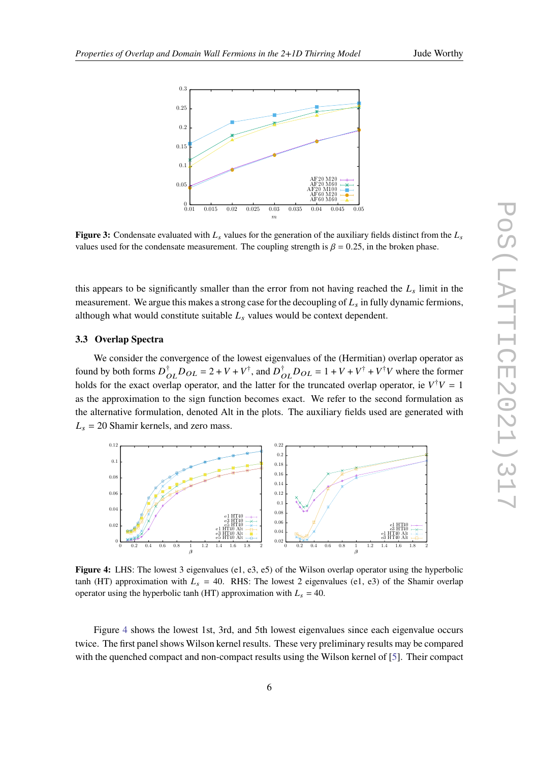**Figure 3:** Condensate evaluated with $L_s$ values for the generation of the auxiliary fields distinct from the $L_s$ values used for the condensate measurement. The coupling strength is $\beta = 0.25$, in the broken phase.

this appears to be significantly smaller than the error from not having reached the $L_s$ limit in the measurement. We argue this makes a strong case for the decoupling of $L_s$ in fully dynamic fermions, although what would constitute suitable $L_s$ values would be context dependent.

### 3.3 Overlap Spectra

We consider the convergence of the lowest eigenvalues of the (Hermitian) overlap operator as found by both forms $D^\dagger_{OL} D_{OL} = 2 + V + V^\dagger$, and $D^\dagger_{OL} D_{OL} = 1 + V + V^\dagger + V^\dagger V$ where the former holds for the exact overlap operator, and the latter for the truncated overlap operator, ie $V^\dagger V = 1$ as the approximation to the sign function becomes exact. We refer to the second formulation as the alternative formulation, denoted Alt in the plots. The auxiliary fields used are generated with $L_s = 20$ Shamir kernels, and zero mass.

**Figure 4:** LHS: The lowest 3 eigenvalues (e1, e3, e5) of the Wilson overlap operator using the hyperbolic tanh (HT) approximation with $L_s = 40$. RHS: The lowest 2 eigenvalues (e1, e3) of the Shamir overlap operator using the hyperbolic tanh (HT) approximation with $L_s = 40$.

Figure 4 shows the lowest 1st, 3rd, and 5th lowest eigenvalues since each eigenvalue occurs twice. The first panel shows Wilson kernel results. These very preliminary results may be compared with the quenched compact and non-compact results using the Wilson kernel of [5]. Their compact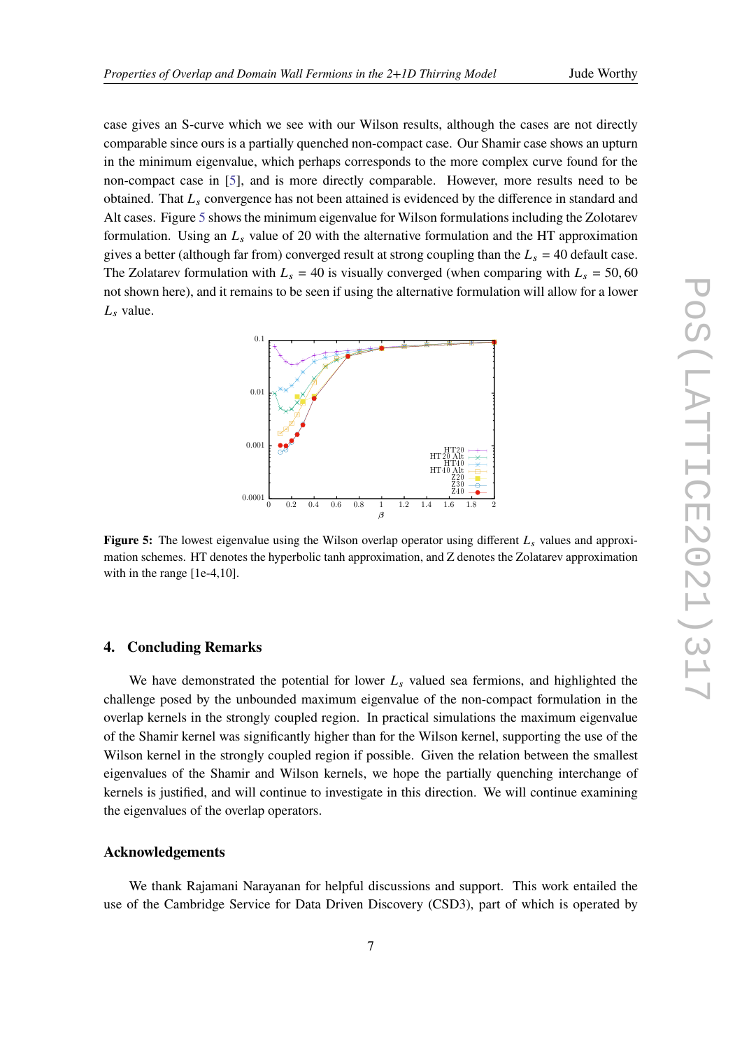case gives an S-curve which we see with our Wilson results, although the cases are not directly comparable since ours is a partially quenched non-compact case. Our Shamir case shows an upturn in the minimum eigenvalue, which perhaps corresponds to the more complex curve found for the non-compact case in [5], and is more directly comparable. However, more results need to be obtained. That $L_s$ convergence has not been attained is evidenced by the difference in standard and Alt cases. Figure 5 shows the minimum eigenvalue for Wilson formulations including the Zolotarev formulation. Using an $L_s$ value of 20 with the alternative formulation and the HT approximation gives a better (although far from) converged result at strong coupling than the $L_s = 40$ default case. The Zolatarev formulation with $L_s = 40$ is visually converged (when comparing with $L_s = 50, 60$ not shown here), and it remains to be seen if using the alternative formulation will allow for a lower $L_s$ value.

**Figure 5:** The lowest eigenvalue using the Wilson overlap operator using different $L_s$ values and approximation schemes. HT denotes the hyperbolic tanh approximation, and Z denotes the Zolatarev approximation with in the range [1e-4,10].

## 4. Concluding Remarks

We have demonstrated the potential for lower $L_s$ valued sea fermions, and highlighted the challenge posed by the unbounded maximum eigenvalue of the non-compact formulation in the overlap kernels in the strongly coupled region. In practical simulations the maximum eigenvalue of the Shamir kernel was significantly higher than for the Wilson kernel, supporting the use of the Wilson kernel in the strongly coupled region if possible. Given the relation between the smallest eigenvalues of the Shamir and Wilson kernels, we hope the partially quenching interchange of kernels is justified, and will continue to investigate in this direction. We will continue examining the eigenvalues of the overlap operators.

### Acknowledgements

We thank Rajamani Narayanan for helpful discussions and support. This work entailed the use of the Cambridge Service for Data Driven Discovery (CSD3), part of which is operated by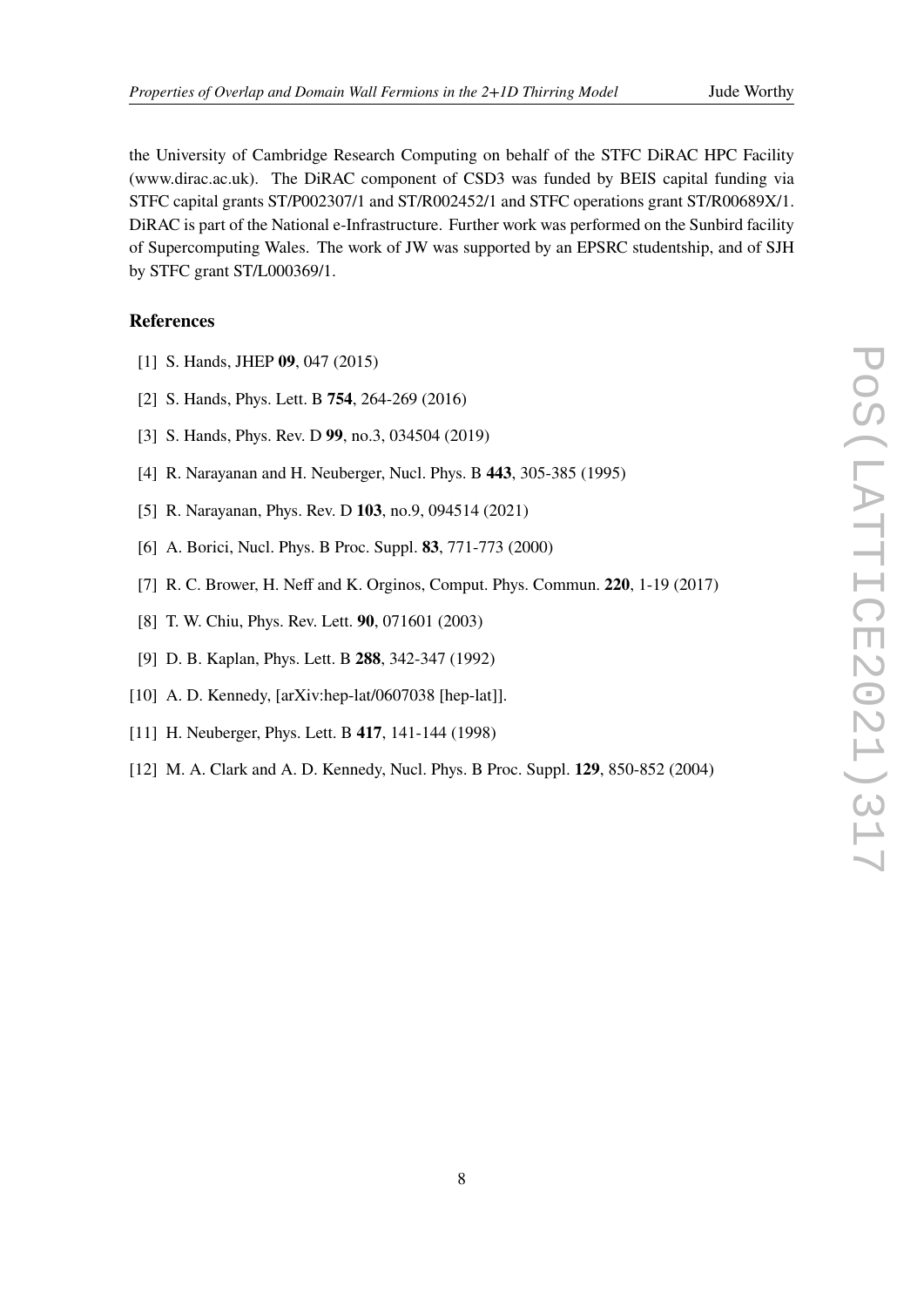the University of Cambridge Research Computing on behalf of the STFC DiRAC HPC Facility (www.dirac.ac.uk). The DiRAC component of CSD3 was funded by BEIS capital funding via STFC capital grants ST/P002307/1 and ST/R002452/1 and STFC operations grant ST/R00689X/1. DiRAC is part of the National e-Infrastructure. Further work was performed on the Sunbird facility of Supercomputing Wales. The work of JW was supported by an EPSRC studentship, and of SJH by STFC grant ST/L000369/1.

## References

[1] S. Hands, JHEP **09**, 047 (2015)

[2] S. Hands, Phys. Lett. B **754**, 264-269 (2016)

[3] S. Hands, Phys. Rev. D **99**, no.3, 034504 (2019)

[4] R. Narayanan and H. Neuberger, Nucl. Phys. B **443**, 305-385 (1995)

[5] R. Narayanan, Phys. Rev. D **103**, no.9, 094514 (2021)

[6] A. Borici, Nucl. Phys. B Proc. Suppl. **83**, 771-773 (2000)

[7] R. C. Brower, H. Neff and K. Orginos, Comput. Phys. Commun. **220**, 1-19 (2017)

[8] T. W. Chiu, Phys. Rev. Lett. **90**, 071601 (2003)

[9] D. B. Kaplan, Phys. Lett. B **288**, 342-347 (1992)

[10] A. D. Kennedy, [arXiv:hep-lat/0607038 [hep-lat]].

[11] H. Neuberger, Phys. Lett. B **417**, 141-144 (1998)

[12] M. A. Clark and A. D. Kennedy, Nucl. Phys. B Proc. Suppl. **129**, 850-852 (2004)